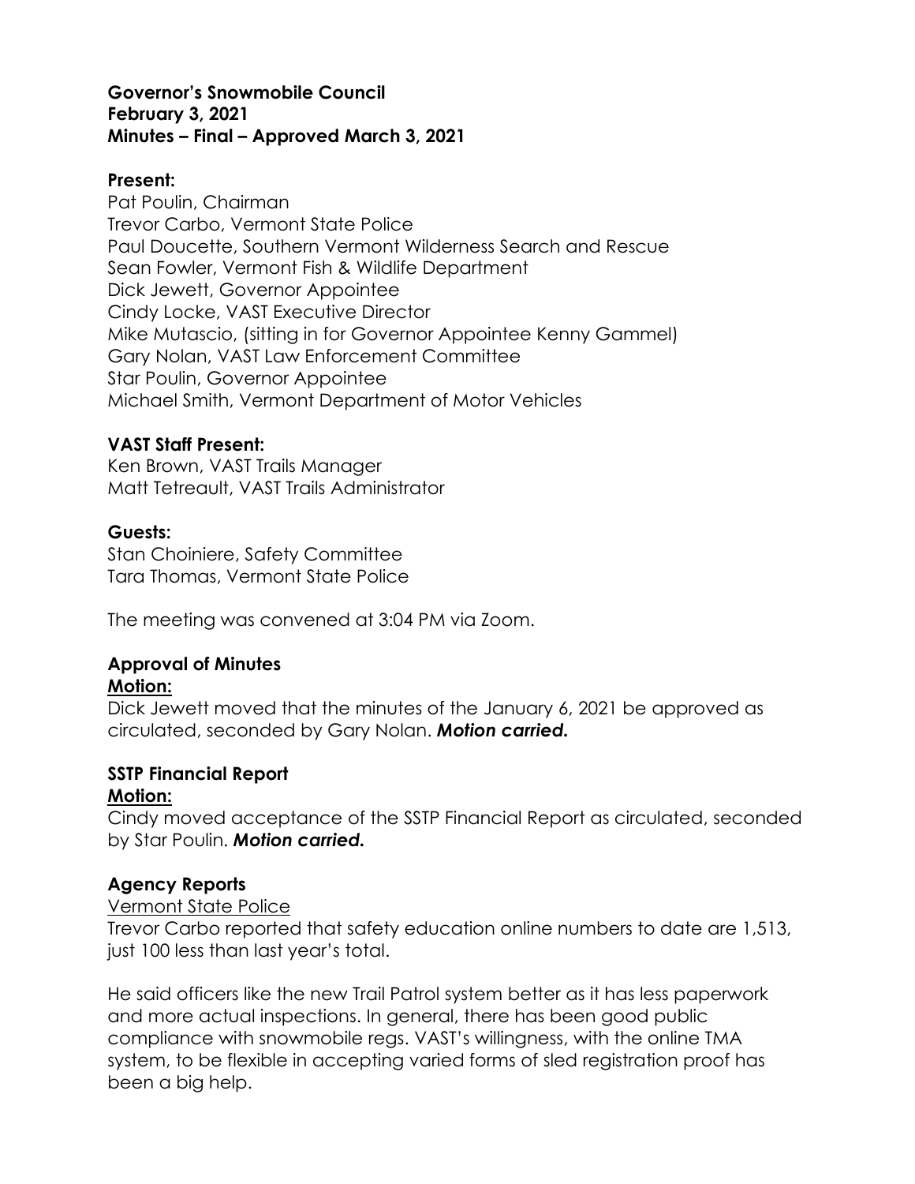**Governor's Snowmobile Council**
**February 3, 2021**
**Minutes – Final – Approved March 3, 2021**

**Present:**
Pat Poulin, Chairman
Trevor Carbo, Vermont State Police
Paul Doucette, Southern Vermont Wilderness Search and Rescue
Sean Fowler, Vermont Fish & Wildlife Department
Dick Jewett, Governor Appointee
Cindy Locke, VAST Executive Director
Mike Mutascio, (sitting in for Governor Appointee Kenny Gammel)
Gary Nolan, VAST Law Enforcement Committee
Star Poulin, Governor Appointee
Michael Smith, Vermont Department of Motor Vehicles

**VAST Staff Present:**
Ken Brown, VAST Trails Manager
Matt Tetreault, VAST Trails Administrator

**Guests:**
Stan Choiniere, Safety Committee
Tara Thomas, Vermont State Police

The meeting was convened at 3:04 PM via Zoom.

**Approval of Minutes**
**Motion:**
Dick Jewett moved that the minutes of the January 6, 2021 be approved as circulated, seconded by Gary Nolan. ***Motion carried.***

**SSTP Financial Report**
**Motion:**
Cindy moved acceptance of the SSTP Financial Report as circulated, seconded by Star Poulin. ***Motion carried.***

**Agency Reports**
Vermont State Police
Trevor Carbo reported that safety education online numbers to date are 1,513, just 100 less than last year's total.

He said officers like the new Trail Patrol system better as it has less paperwork and more actual inspections. In general, there has been good public compliance with snowmobile regs. VAST's willingness, with the online TMA system, to be flexible in accepting varied forms of sled registration proof has been a big help.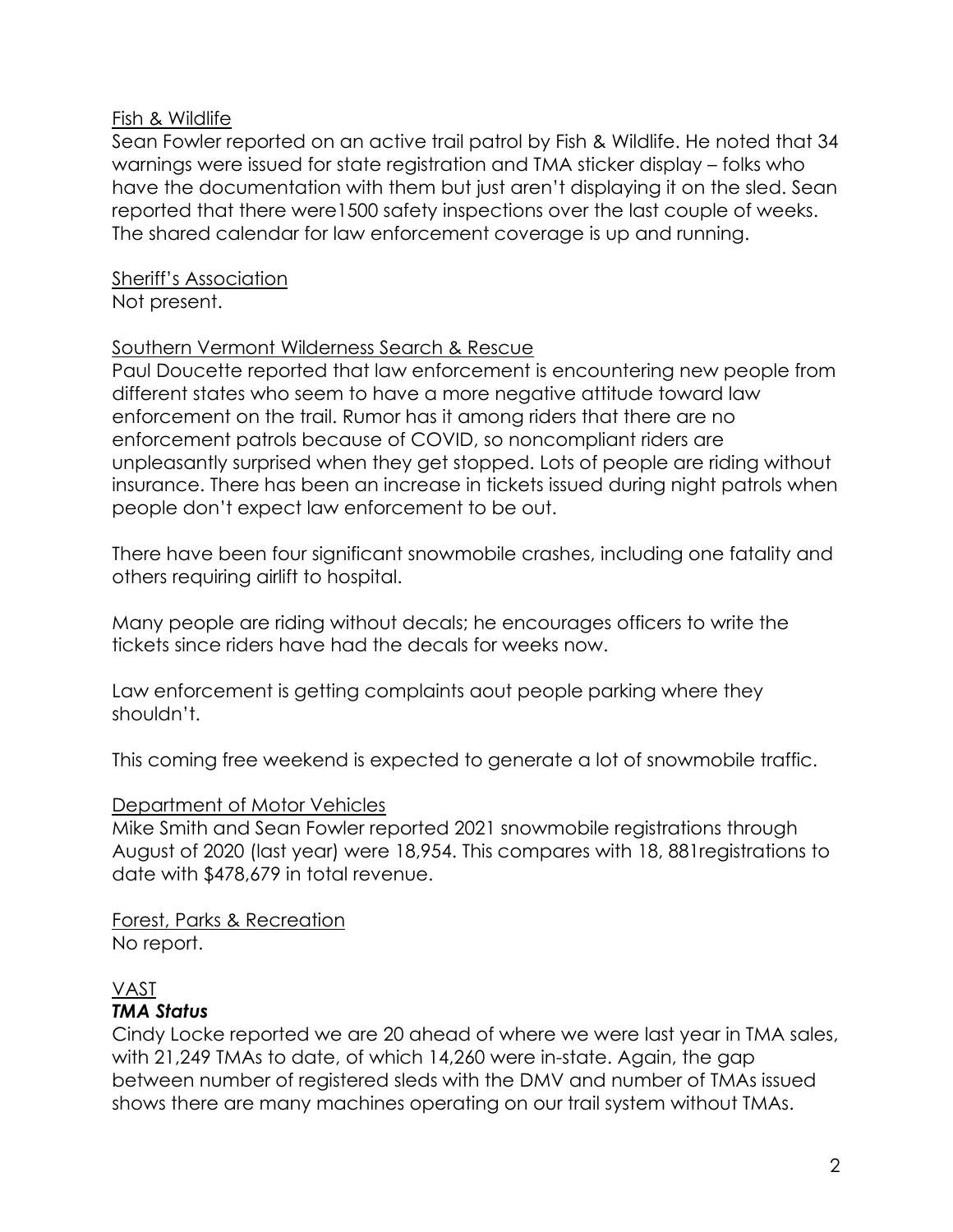Fish & Wildlife

Sean Fowler reported on an active trail patrol by Fish & Wildlife. He noted that 34 warnings were issued for state registration and TMA sticker display – folks who have the documentation with them but just aren't displaying it on the sled. Sean reported that there were1500 safety inspections over the last couple of weeks. The shared calendar for law enforcement coverage is up and running.

Sheriff's Association

Not present.

Southern Vermont Wilderness Search & Rescue

Paul Doucette reported that law enforcement is encountering new people from different states who seem to have a more negative attitude toward law enforcement on the trail. Rumor has it among riders that there are no enforcement patrols because of COVID, so noncompliant riders are unpleasantly surprised when they get stopped. Lots of people are riding without insurance. There has been an increase in tickets issued during night patrols when people don't expect law enforcement to be out.

There have been four significant snowmobile crashes, including one fatality and others requiring airlift to hospital.

Many people are riding without decals; he encourages officers to write the tickets since riders have had the decals for weeks now.

Law enforcement is getting complaints aout people parking where they shouldn't.

This coming free weekend is expected to generate a lot of snowmobile traffic.

Department of Motor Vehicles

Mike Smith and Sean Fowler reported 2021 snowmobile registrations through August of 2020 (last year) were 18,954. This compares with 18, 881registrations to date with $478,679 in total revenue.

Forest, Parks & Recreation

No report.

VAST

***TMA Status***

Cindy Locke reported we are 20 ahead of where we were last year in TMA sales, with 21,249 TMAs to date, of which 14,260 were in-state. Again, the gap between number of registered sleds with the DMV and number of TMAs issued shows there are many machines operating on our trail system without TMAs.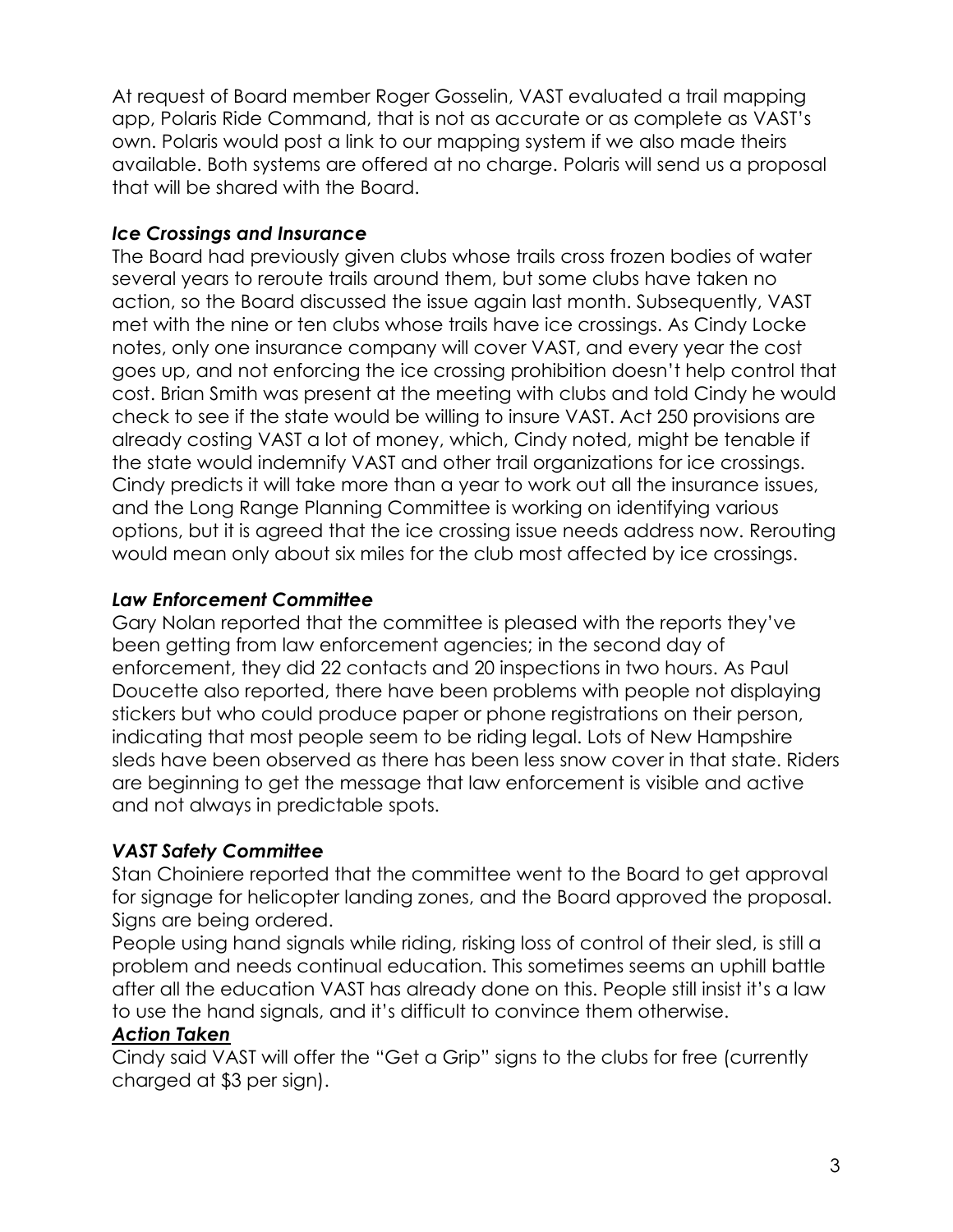At request of Board member Roger Gosselin, VAST evaluated a trail mapping app, Polaris Ride Command, that is not as accurate or as complete as VAST's own. Polaris would post a link to our mapping system if we also made theirs available. Both systems are offered at no charge. Polaris will send us a proposal that will be shared with the Board.

### *Ice Crossings and Insurance*

The Board had previously given clubs whose trails cross frozen bodies of water several years to reroute trails around them, but some clubs have taken no action, so the Board discussed the issue again last month. Subsequently, VAST met with the nine or ten clubs whose trails have ice crossings. As Cindy Locke notes, only one insurance company will cover VAST, and every year the cost goes up, and not enforcing the ice crossing prohibition doesn't help control that cost. Brian Smith was present at the meeting with clubs and told Cindy he would check to see if the state would be willing to insure VAST. Act 250 provisions are already costing VAST a lot of money, which, Cindy noted, might be tenable if the state would indemnify VAST and other trail organizations for ice crossings. Cindy predicts it will take more than a year to work out all the insurance issues, and the Long Range Planning Committee is working on identifying various options, but it is agreed that the ice crossing issue needs address now. Rerouting would mean only about six miles for the club most affected by ice crossings.

### *Law Enforcement Committee*

Gary Nolan reported that the committee is pleased with the reports they've been getting from law enforcement agencies; in the second day of enforcement, they did 22 contacts and 20 inspections in two hours. As Paul Doucette also reported, there have been problems with people not displaying stickers but who could produce paper or phone registrations on their person, indicating that most people seem to be riding legal. Lots of New Hampshire sleds have been observed as there has been less snow cover in that state. Riders are beginning to get the message that law enforcement is visible and active and not always in predictable spots.

### *VAST Safety Committee*

Stan Choiniere reported that the committee went to the Board to get approval for signage for helicopter landing zones, and the Board approved the proposal. Signs are being ordered.

People using hand signals while riding, risking loss of control of their sled, is still a problem and needs continual education. This sometimes seems an uphill battle after all the education VAST has already done on this. People still insist it's a law to use the hand signals, and it's difficult to convince them otherwise.

***Action Taken***

Cindy said VAST will offer the "Get a Grip" signs to the clubs for free (currently charged at $3 per sign).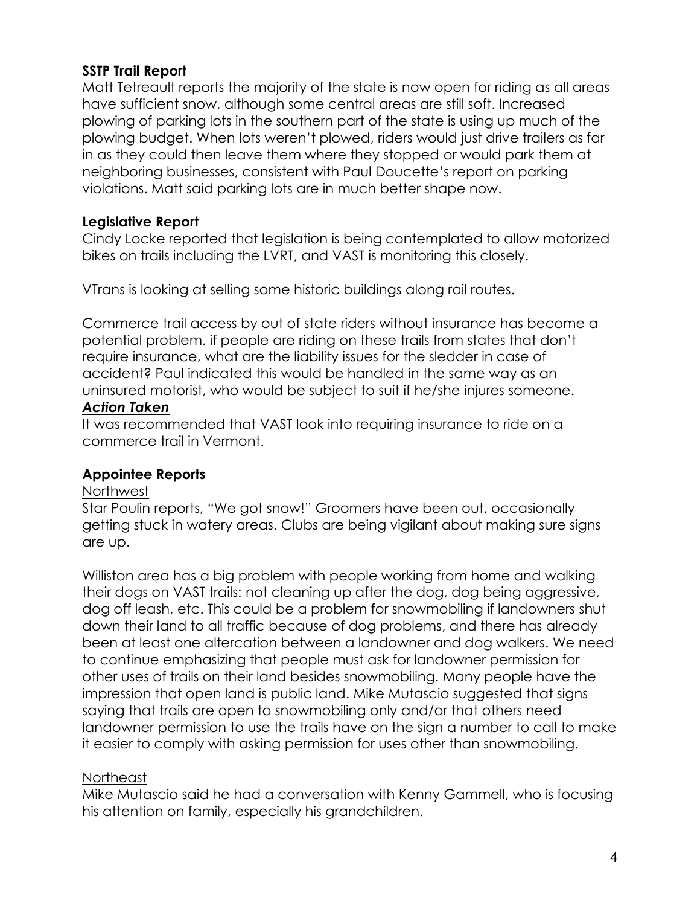**SSTP Trail Report**

Matt Tetreault reports the majority of the state is now open for riding as all areas have sufficient snow, although some central areas are still soft. Increased plowing of parking lots in the southern part of the state is using up much of the plowing budget. When lots weren't plowed, riders would just drive trailers as far in as they could then leave them where they stopped or would park them at neighboring businesses, consistent with Paul Doucette's report on parking violations. Matt said parking lots are in much better shape now.

**Legislative Report**

Cindy Locke reported that legislation is being contemplated to allow motorized bikes on trails including the LVRT, and VAST is monitoring this closely.

VTrans is looking at selling some historic buildings along rail routes.

Commerce trail access by out of state riders without insurance has become a potential problem. if people are riding on these trails from states that don't require insurance, what are the liability issues for the sledder in case of accident? Paul indicated this would be handled in the same way as an uninsured motorist, who would be subject to suit if he/she injures someone.

***Action Taken***

It was recommended that VAST look into requiring insurance to ride on a commerce trail in Vermont.

**Appointee Reports**

Northwest

Star Poulin reports, "We got snow!" Groomers have been out, occasionally getting stuck in watery areas. Clubs are being vigilant about making sure signs are up.

Williston area has a big problem with people working from home and walking their dogs on VAST trails: not cleaning up after the dog, dog being aggressive, dog off leash, etc. This could be a problem for snowmobiling if landowners shut down their land to all traffic because of dog problems, and there has already been at least one altercation between a landowner and dog walkers. We need to continue emphasizing that people must ask for landowner permission for other uses of trails on their land besides snowmobiling. Many people have the impression that open land is public land. Mike Mutascio suggested that signs saying that trails are open to snowmobiling only and/or that others need landowner permission to use the trails have on the sign a number to call to make it easier to comply with asking permission for uses other than snowmobiling.

Northeast

Mike Mutascio said he had a conversation with Kenny Gammell, who is focusing his attention on family, especially his grandchildren.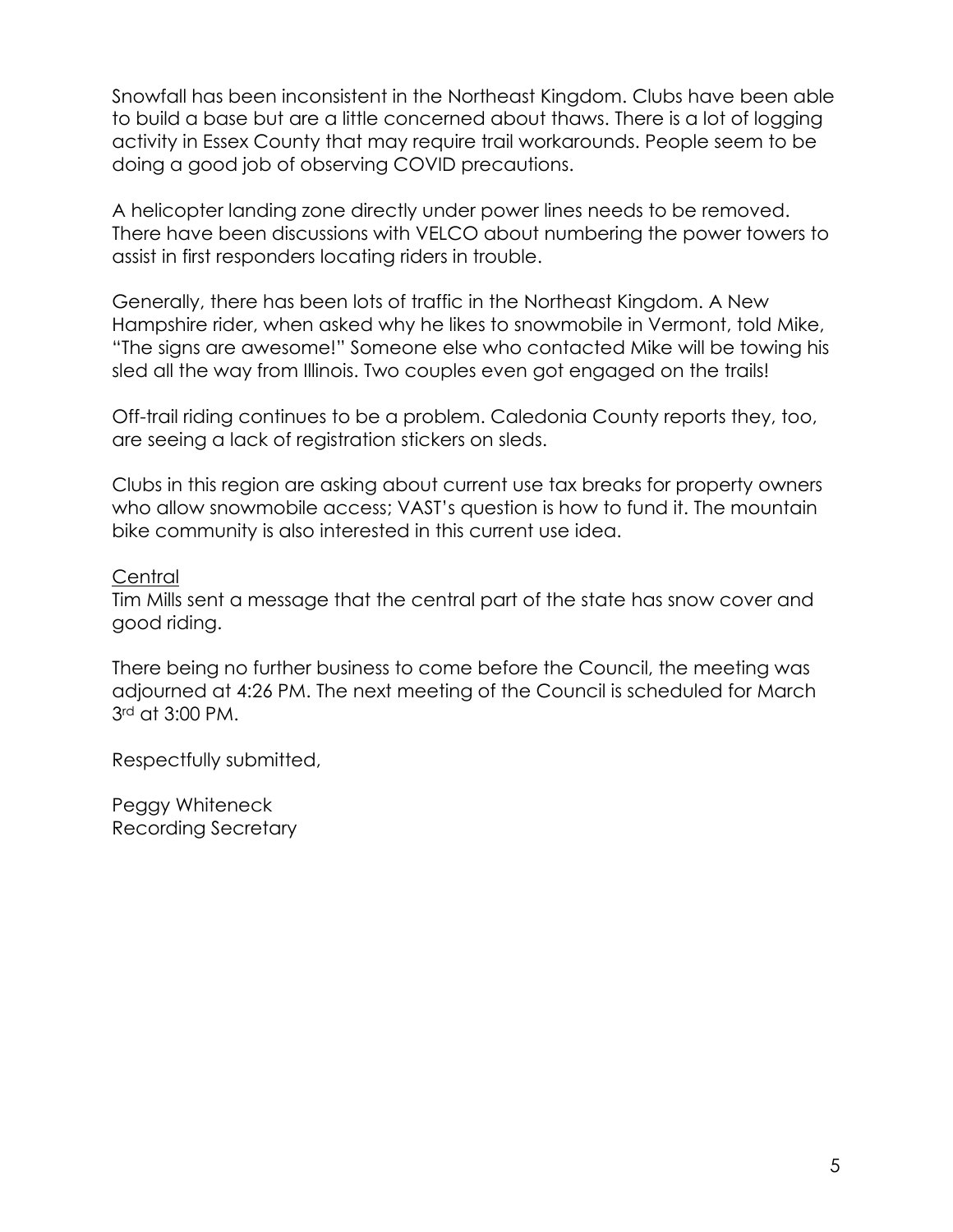Snowfall has been inconsistent in the Northeast Kingdom. Clubs have been able to build a base but are a little concerned about thaws. There is a lot of logging activity in Essex County that may require trail workarounds. People seem to be doing a good job of observing COVID precautions.

A helicopter landing zone directly under power lines needs to be removed. There have been discussions with VELCO about numbering the power towers to assist in first responders locating riders in trouble.

Generally, there has been lots of traffic in the Northeast Kingdom. A New Hampshire rider, when asked why he likes to snowmobile in Vermont, told Mike, "The signs are awesome!" Someone else who contacted Mike will be towing his sled all the way from Illinois. Two couples even got engaged on the trails!

Off-trail riding continues to be a problem. Caledonia County reports they, too, are seeing a lack of registration stickers on sleds.

Clubs in this region are asking about current use tax breaks for property owners who allow snowmobile access; VAST's question is how to fund it. The mountain bike community is also interested in this current use idea.

Central

Tim Mills sent a message that the central part of the state has snow cover and good riding.

There being no further business to come before the Council, the meeting was adjourned at 4:26 PM. The next meeting of the Council is scheduled for March 3rd at 3:00 PM.

Respectfully submitted,

Peggy Whiteneck
Recording Secretary